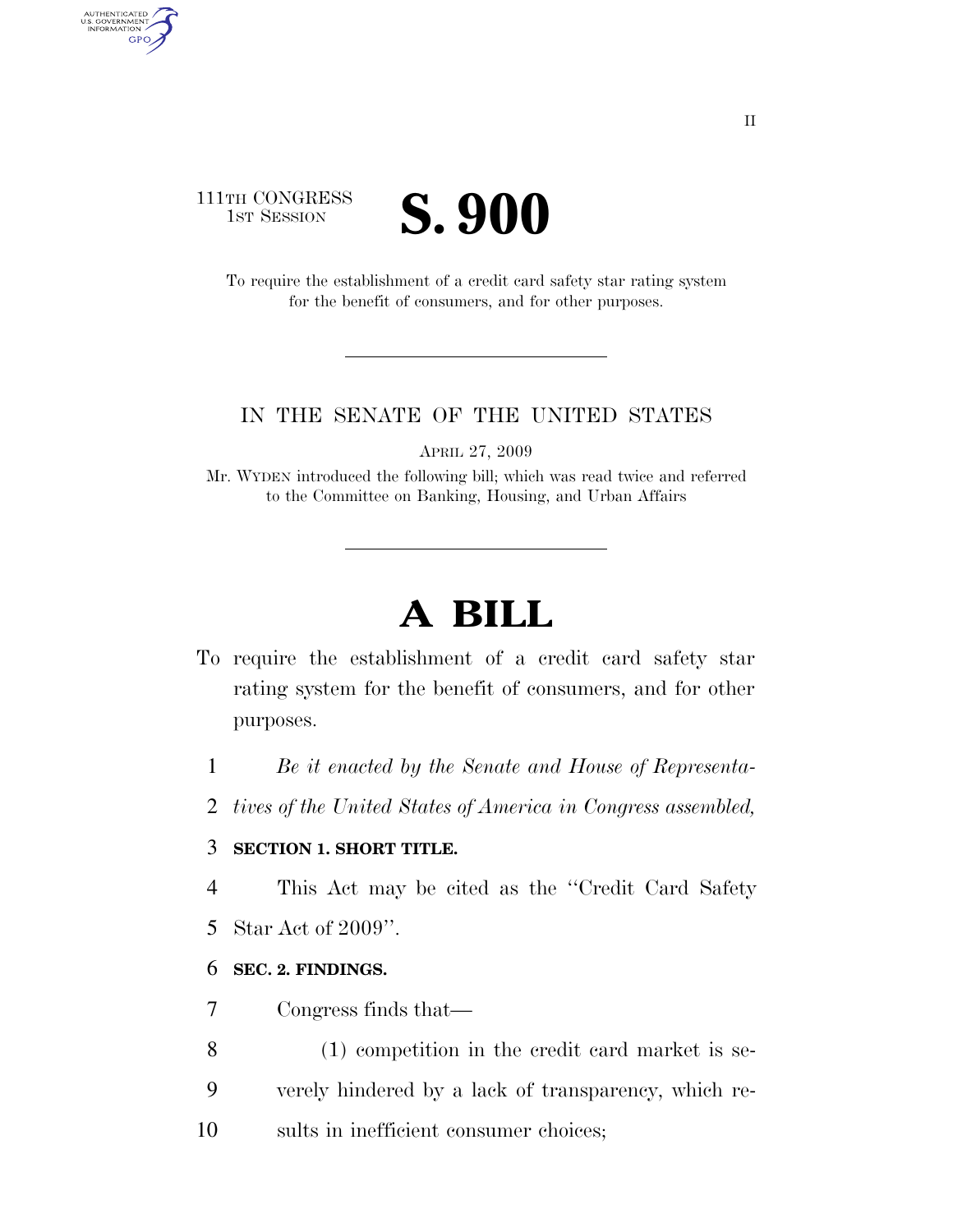111TH CONGRESS
1ST SESSION

# S. 900

To require the establishment of a credit card safety star rating system for the benefit of consumers, and for other purposes.

IN THE SENATE OF THE UNITED STATES

APRIL 27, 2009

Mr. WYDEN introduced the following bill; which was read twice and referred to the Committee on Banking, Housing, and Urban Affairs

# A BILL

To require the establishment of a credit card safety star rating system for the benefit of consumers, and for other purposes.

1 *Be it enacted by the Senate and House of Representa-*
2 *tives of the United States of America in Congress assembled,*

3 **SECTION 1. SHORT TITLE.**

4 This Act may be cited as the ''Credit Card Safety
5 Star Act of 2009''.

6 **SEC. 2. FINDINGS.**

7 Congress finds that—

8 (1) competition in the credit card market is se-
9 verely hindered by a lack of transparency, which re-
10 sults in inefficient consumer choices;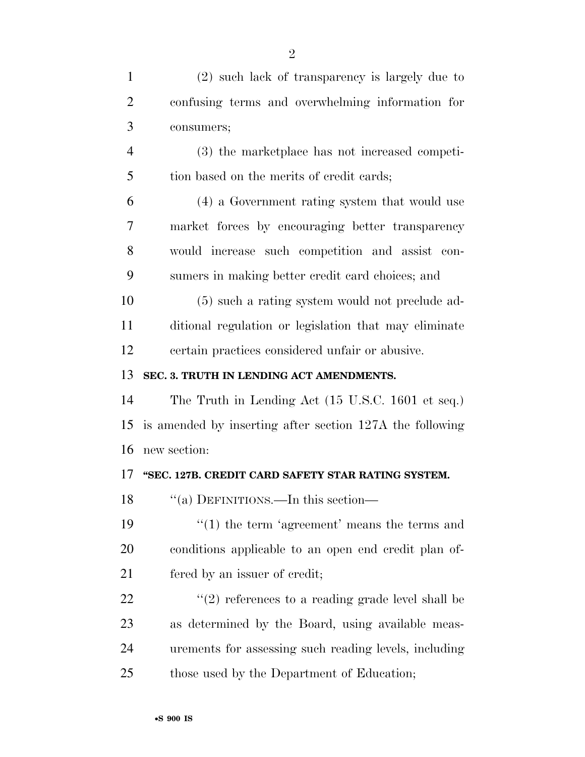(2) such lack of transparency is largely due to confusing terms and overwhelming information for consumers;

(3) the marketplace has not increased competition based on the merits of credit cards;

(4) a Government rating system that would use market forces by encouraging better transparency would increase such competition and assist consumers in making better credit card choices; and

(5) such a rating system would not preclude additional regulation or legislation that may eliminate certain practices considered unfair or abusive.

**SEC. 3. TRUTH IN LENDING ACT AMENDMENTS.**

The Truth in Lending Act (15 U.S.C. 1601 et seq.) is amended by inserting after section 127A the following new section:

**"SEC. 127B. CREDIT CARD SAFETY STAR RATING SYSTEM.**

"(a) DEFINITIONS.—In this section—

"(1) the term 'agreement' means the terms and conditions applicable to an open end credit plan offered by an issuer of credit;

"(2) references to a reading grade level shall be as determined by the Board, using available measurements for assessing such reading levels, including those used by the Department of Education;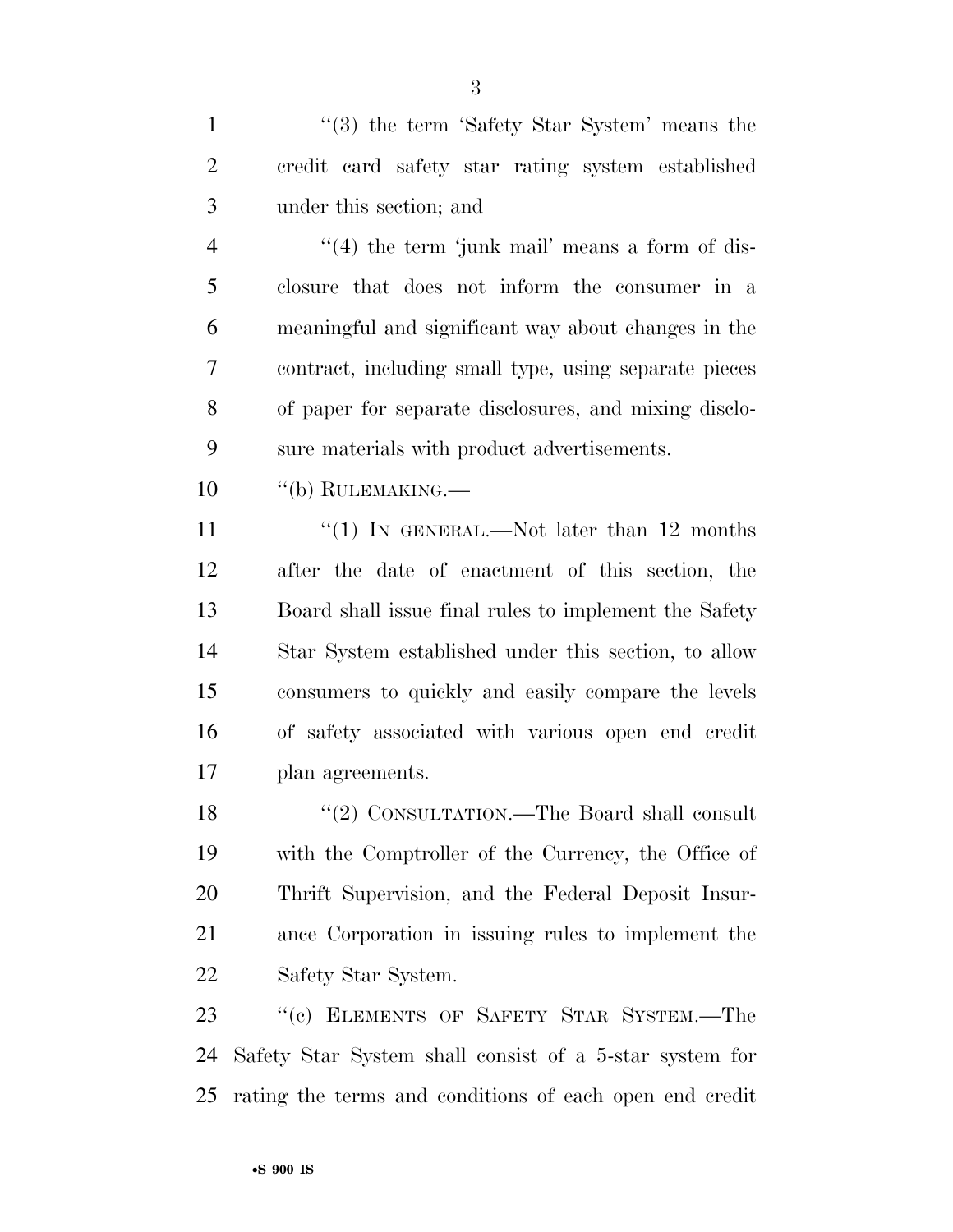''(3) the term 'Safety Star System' means the credit card safety star rating system established under this section; and

''(4) the term 'junk mail' means a form of disclosure that does not inform the consumer in a meaningful and significant way about changes in the contract, including small type, using separate pieces of paper for separate disclosures, and mixing disclosure materials with product advertisements.

''(b) RULEMAKING.—

''(1) IN GENERAL.—Not later than 12 months after the date of enactment of this section, the Board shall issue final rules to implement the Safety Star System established under this section, to allow consumers to quickly and easily compare the levels of safety associated with various open end credit plan agreements.

''(2) CONSULTATION.—The Board shall consult with the Comptroller of the Currency, the Office of Thrift Supervision, and the Federal Deposit Insurance Corporation in issuing rules to implement the Safety Star System.

''(c) ELEMENTS OF SAFETY STAR SYSTEM.—The Safety Star System shall consist of a 5-star system for rating the terms and conditions of each open end credit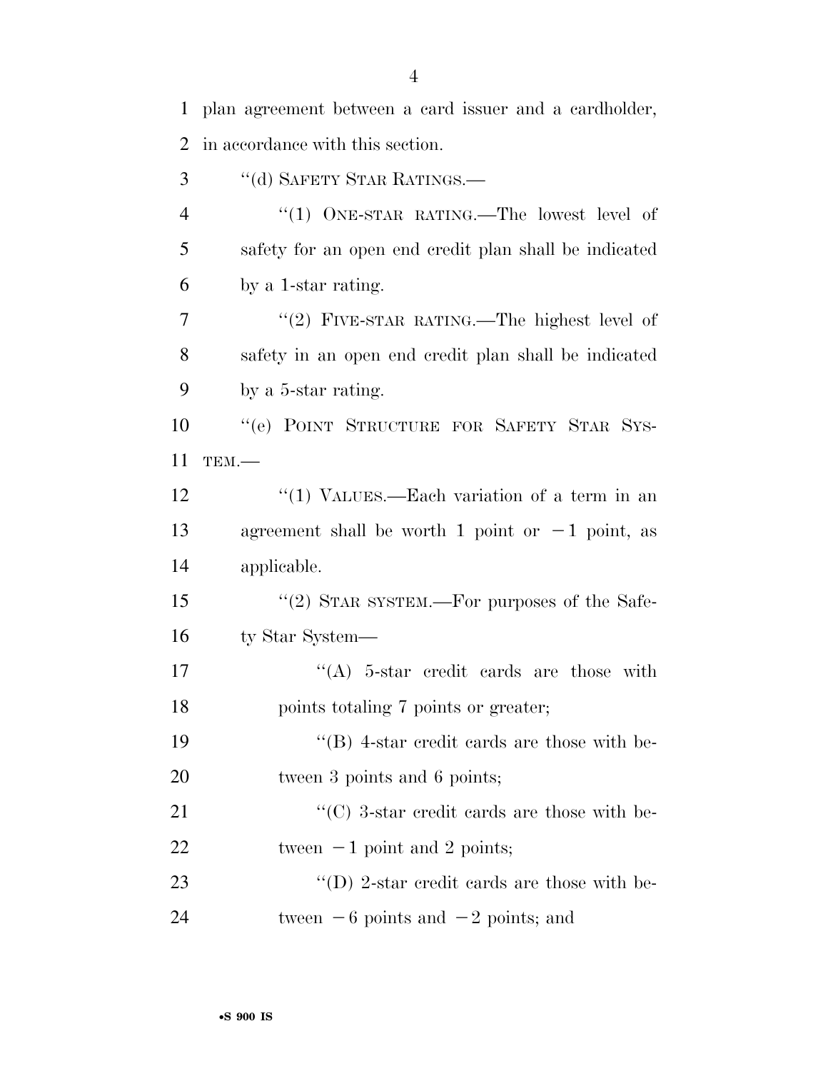plan agreement between a card issuer and a cardholder, in accordance with this section.

''(d) SAFETY STAR RATINGS.—

''(1) ONE-STAR RATING.—The lowest level of safety for an open end credit plan shall be indicated by a 1-star rating.

''(2) FIVE-STAR RATING.—The highest level of safety in an open end credit plan shall be indicated by a 5-star rating.

''(e) POINT STRUCTURE FOR SAFETY STAR SYSTEM.—

''(1) VALUES.—Each variation of a term in an agreement shall be worth 1 point or −1 point, as applicable.

''(2) STAR SYSTEM.—For purposes of the Safety Star System—

''(A) 5-star credit cards are those with points totaling 7 points or greater;

''(B) 4-star credit cards are those with between 3 points and 6 points;

''(C) 3-star credit cards are those with between −1 point and 2 points;

''(D) 2-star credit cards are those with between −6 points and −2 points; and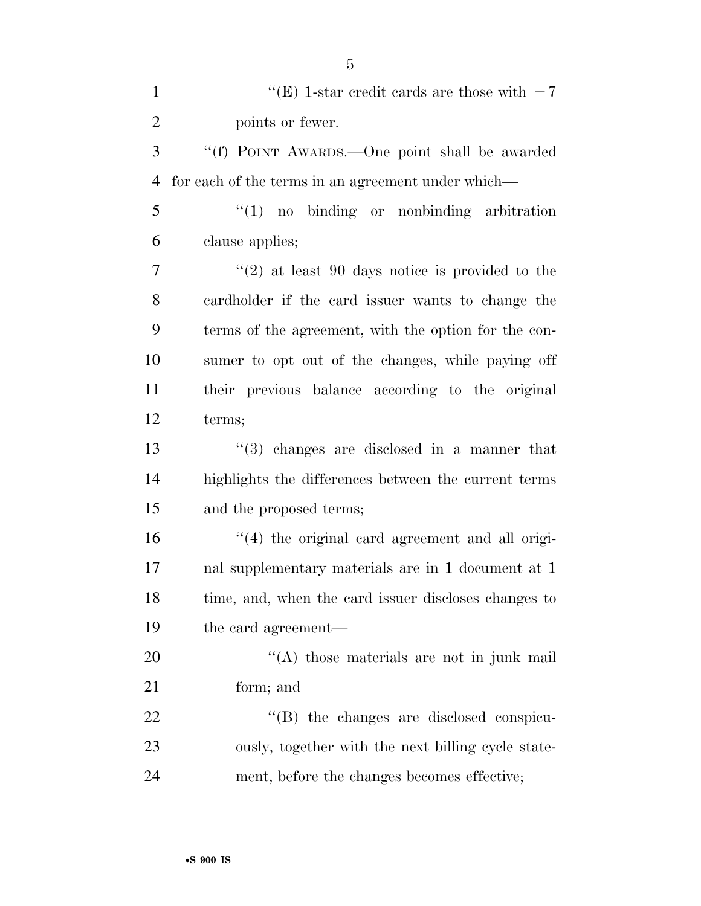"(E) 1-star credit cards are those with $-7$ points or fewer.

"(f) POINT AWARDS.—One point shall be awarded for each of the terms in an agreement under which—

"(1) no binding or nonbinding arbitration clause applies;

"(2) at least 90 days notice is provided to the cardholder if the card issuer wants to change the terms of the agreement, with the option for the consumer to opt out of the changes, while paying off their previous balance according to the original terms;

"(3) changes are disclosed in a manner that highlights the differences between the current terms and the proposed terms;

"(4) the original card agreement and all original supplementary materials are in 1 document at 1 time, and, when the card issuer discloses changes to the card agreement—

"(A) those materials are not in junk mail form; and

"(B) the changes are disclosed conspicuously, together with the next billing cycle statement, before the changes becomes effective;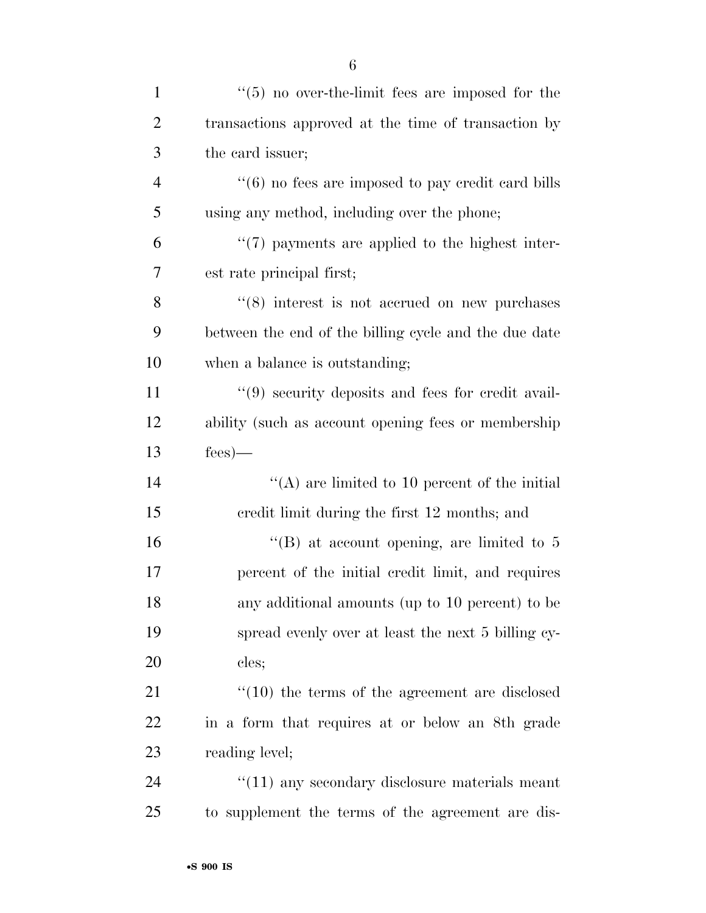"(5) no over-the-limit fees are imposed for the transactions approved at the time of transaction by the card issuer;

"(6) no fees are imposed to pay credit card bills using any method, including over the phone;

"(7) payments are applied to the highest interest rate principal first;

"(8) interest is not accrued on new purchases between the end of the billing cycle and the due date when a balance is outstanding;

"(9) security deposits and fees for credit availability (such as account opening fees or membership fees)—

"(A) are limited to 10 percent of the initial credit limit during the first 12 months; and

"(B) at account opening, are limited to 5 percent of the initial credit limit, and requires any additional amounts (up to 10 percent) to be spread evenly over at least the next 5 billing cycles;

"(10) the terms of the agreement are disclosed in a form that requires at or below an 8th grade reading level;

"(11) any secondary disclosure materials meant to supplement the terms of the agreement are dis-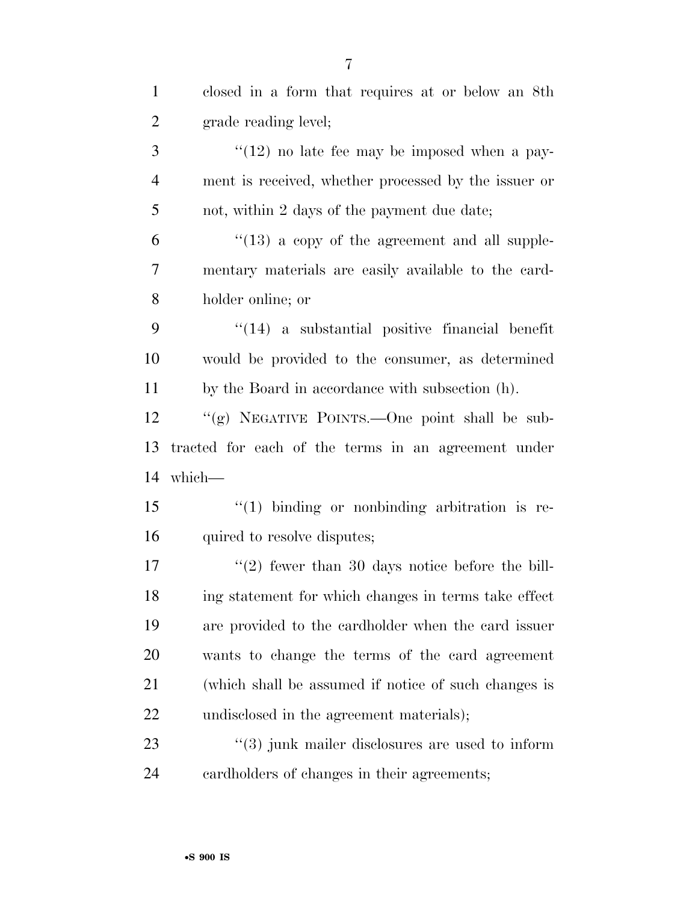closed in a form that requires at or below an 8th grade reading level;

"(12) no late fee may be imposed when a payment is received, whether processed by the issuer or not, within 2 days of the payment due date;

"(13) a copy of the agreement and all supplementary materials are easily available to the cardholder online; or

"(14) a substantial positive financial benefit would be provided to the consumer, as determined by the Board in accordance with subsection (h).

"(g) NEGATIVE POINTS.—One point shall be subtracted for each of the terms in an agreement under which—

"(1) binding or nonbinding arbitration is required to resolve disputes;

"(2) fewer than 30 days notice before the billing statement for which changes in terms take effect are provided to the cardholder when the card issuer wants to change the terms of the card agreement (which shall be assumed if notice of such changes is undisclosed in the agreement materials);

"(3) junk mailer disclosures are used to inform cardholders of changes in their agreements;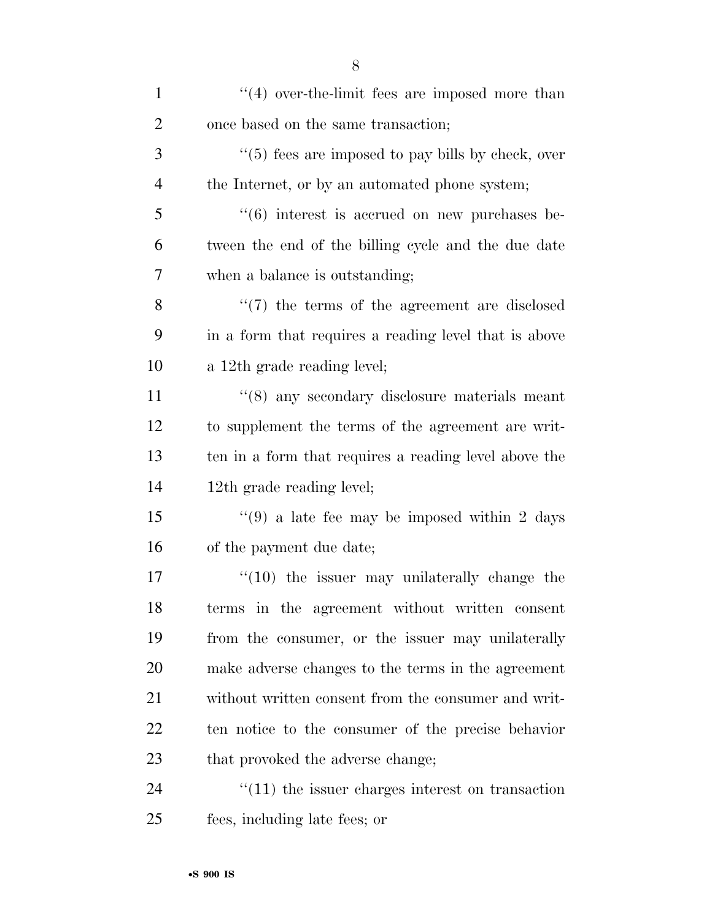''(4) over-the-limit fees are imposed more than once based on the same transaction;

''(5) fees are imposed to pay bills by check, over the Internet, or by an automated phone system;

''(6) interest is accrued on new purchases between the end of the billing cycle and the due date when a balance is outstanding;

''(7) the terms of the agreement are disclosed in a form that requires a reading level that is above a 12th grade reading level;

''(8) any secondary disclosure materials meant to supplement the terms of the agreement are written in a form that requires a reading level above the 12th grade reading level;

''(9) a late fee may be imposed within 2 days of the payment due date;

''(10) the issuer may unilaterally change the terms in the agreement without written consent from the consumer, or the issuer may unilaterally make adverse changes to the terms in the agreement without written consent from the consumer and written notice to the consumer of the precise behavior that provoked the adverse change;

''(11) the issuer charges interest on transaction fees, including late fees; or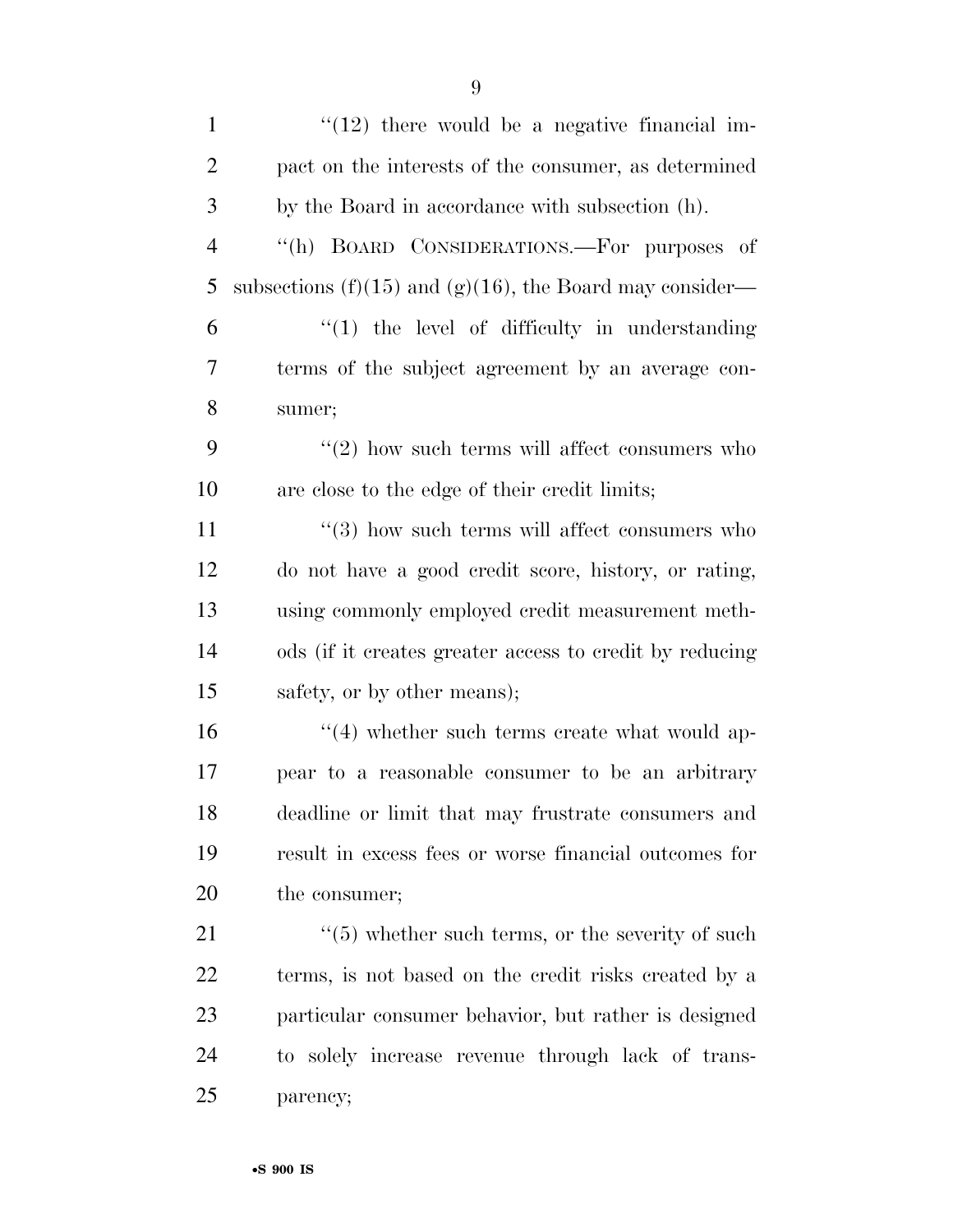"(12) there would be a negative financial impact on the interests of the consumer, as determined by the Board in accordance with subsection (h).

"(h) BOARD CONSIDERATIONS.—For purposes of subsections (f)(15) and (g)(16), the Board may consider—

"(1) the level of difficulty in understanding terms of the subject agreement by an average consumer;

"(2) how such terms will affect consumers who are close to the edge of their credit limits;

"(3) how such terms will affect consumers who do not have a good credit score, history, or rating, using commonly employed credit measurement methods (if it creates greater access to credit by reducing safety, or by other means);

"(4) whether such terms create what would appear to a reasonable consumer to be an arbitrary deadline or limit that may frustrate consumers and result in excess fees or worse financial outcomes for the consumer;

"(5) whether such terms, or the severity of such terms, is not based on the credit risks created by a particular consumer behavior, but rather is designed to solely increase revenue through lack of transparency;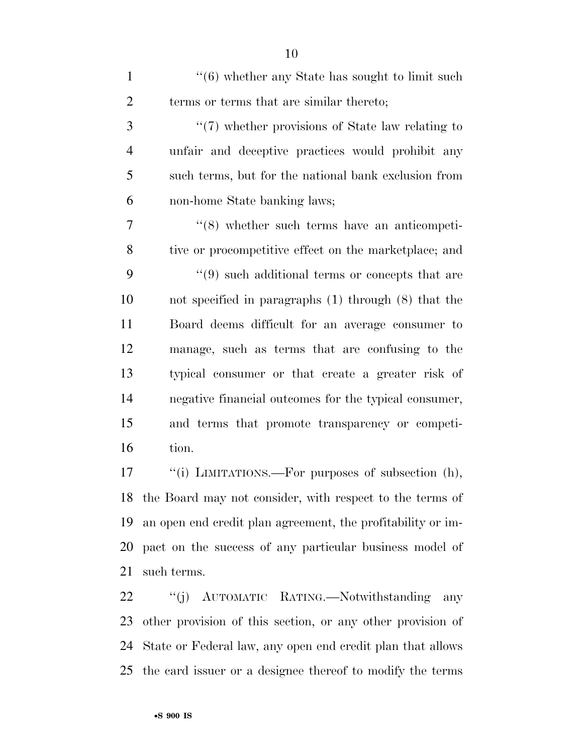"(6) whether any State has sought to limit such terms or terms that are similar thereto;

"(7) whether provisions of State law relating to unfair and deceptive practices would prohibit any such terms, but for the national bank exclusion from non-home State banking laws;

"(8) whether such terms have an anticompetitive or procompetitive effect on the marketplace; and

"(9) such additional terms or concepts that are not specified in paragraphs (1) through (8) that the Board deems difficult for an average consumer to manage, such as terms that are confusing to the typical consumer or that create a greater risk of negative financial outcomes for the typical consumer, and terms that promote transparency or competition.

"(i) LIMITATIONS.—For purposes of subsection (h), the Board may not consider, with respect to the terms of an open end credit plan agreement, the profitability or impact on the success of any particular business model of such terms.

"(j) AUTOMATIC RATING.—Notwithstanding any other provision of this section, or any other provision of State or Federal law, any open end credit plan that allows the card issuer or a designee thereof to modify the terms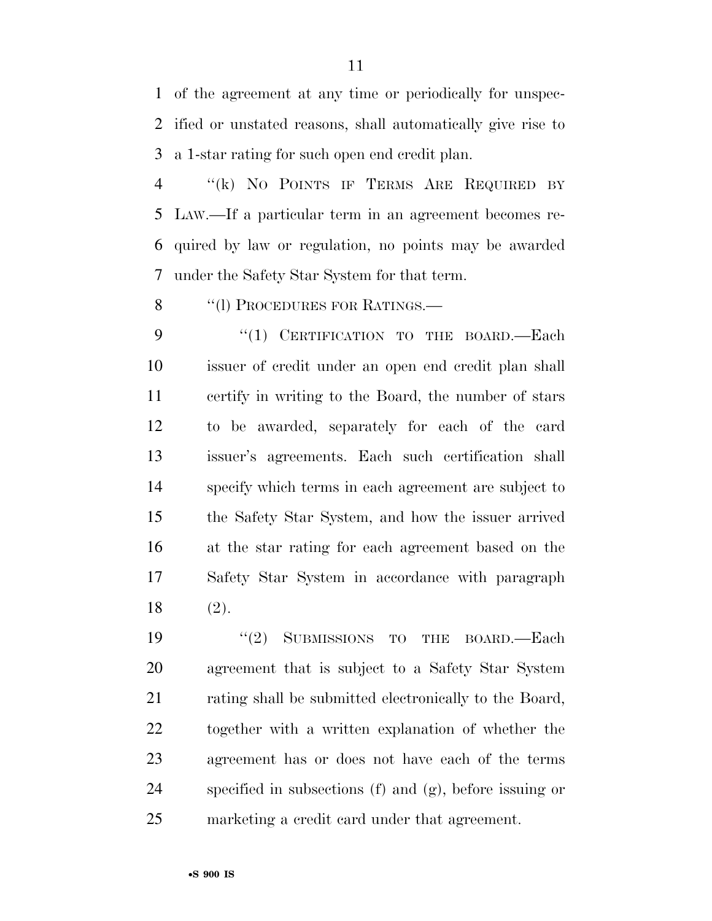of the agreement at any time or periodically for unspecified or unstated reasons, shall automatically give rise to a 1-star rating for such open end credit plan.

"(k) NO POINTS IF TERMS ARE REQUIRED BY LAW.—If a particular term in an agreement becomes required by law or regulation, no points may be awarded under the Safety Star System for that term.

"(l) PROCEDURES FOR RATINGS.—

"(1) CERTIFICATION TO THE BOARD.—Each issuer of credit under an open end credit plan shall certify in writing to the Board, the number of stars to be awarded, separately for each of the card issuer's agreements. Each such certification shall specify which terms in each agreement are subject to the Safety Star System, and how the issuer arrived at the star rating for each agreement based on the Safety Star System in accordance with paragraph (2).

"(2) SUBMISSIONS TO THE BOARD.—Each agreement that is subject to a Safety Star System rating shall be submitted electronically to the Board, together with a written explanation of whether the agreement has or does not have each of the terms specified in subsections (f) and (g), before issuing or marketing a credit card under that agreement.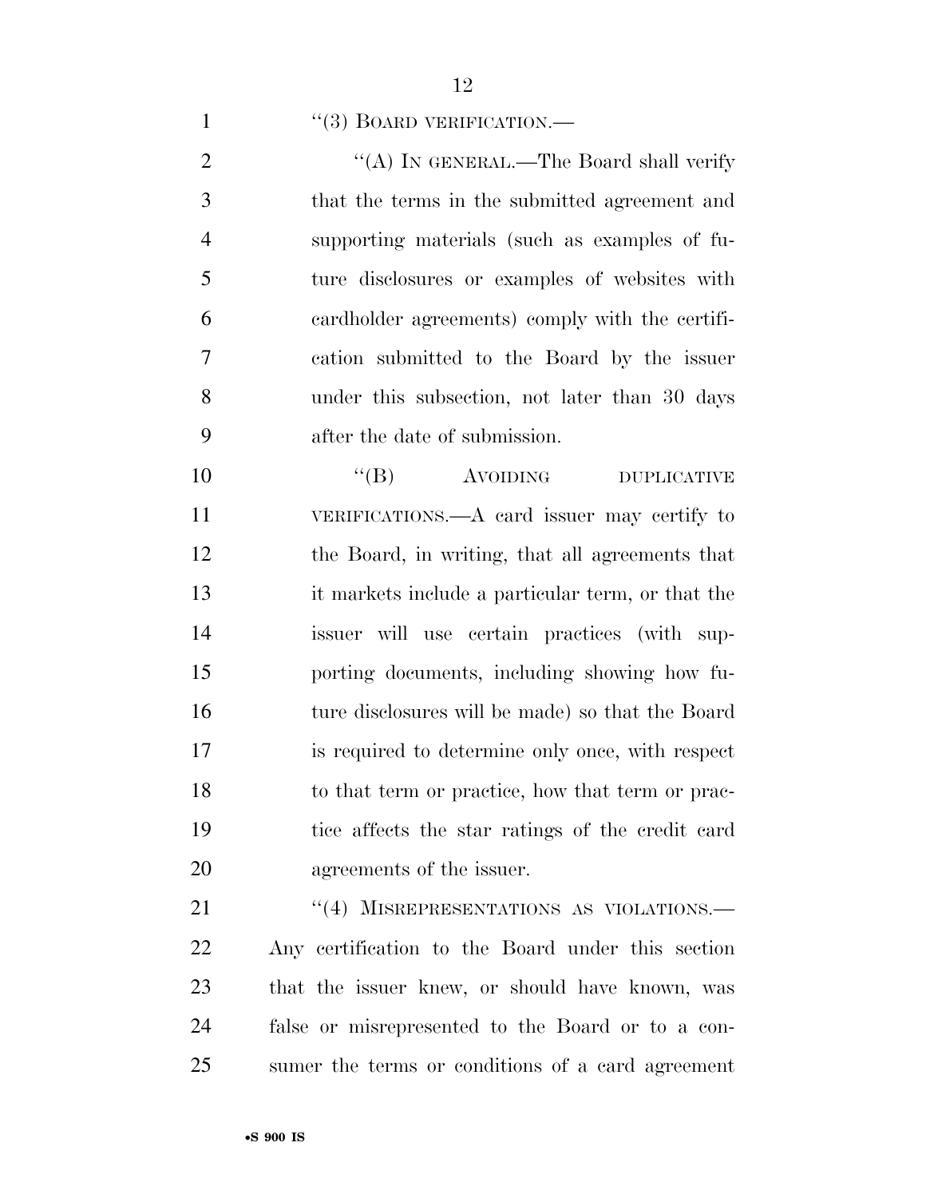"(3) BOARD VERIFICATION.—

"(A) IN GENERAL.—The Board shall verify that the terms in the submitted agreement and supporting materials (such as examples of future disclosures or examples of websites with cardholder agreements) comply with the certification submitted to the Board by the issuer under this subsection, not later than 30 days after the date of submission.

"(B) AVOIDING DUPLICATIVE VERIFICATIONS.—A card issuer may certify to the Board, in writing, that all agreements that it markets include a particular term, or that the issuer will use certain practices (with supporting documents, including showing how future disclosures will be made) so that the Board is required to determine only once, with respect to that term or practice, how that term or practice affects the star ratings of the credit card agreements of the issuer.

"(4) MISREPRESENTATIONS AS VIOLATIONS.— Any certification to the Board under this section that the issuer knew, or should have known, was false or misrepresented to the Board or to a consumer the terms or conditions of a card agreement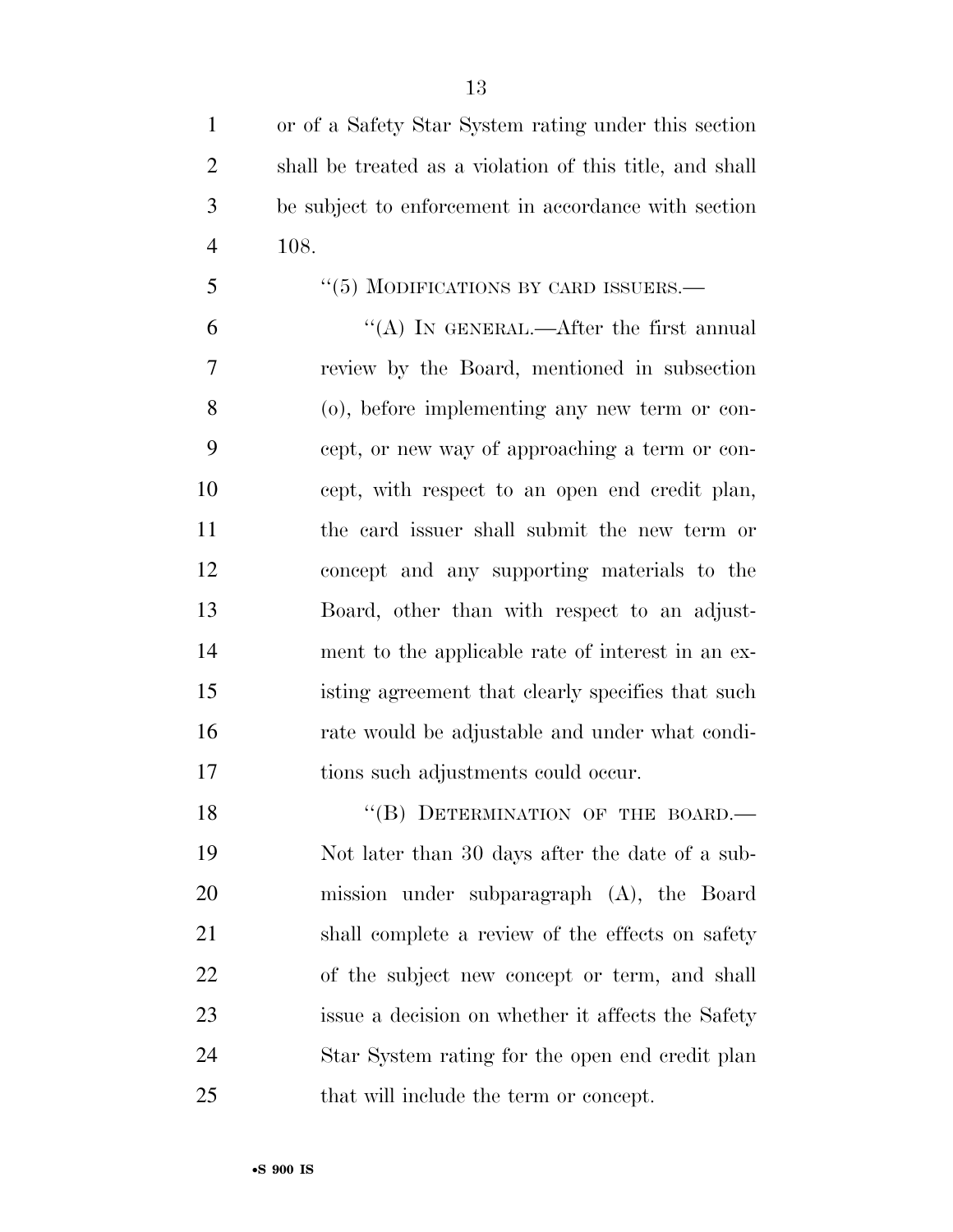or of a Safety Star System rating under this section shall be treated as a violation of this title, and shall be subject to enforcement in accordance with section 108.

"(5) MODIFICATIONS BY CARD ISSUERS.—

"(A) IN GENERAL.—After the first annual review by the Board, mentioned in subsection (o), before implementing any new term or concept, or new way of approaching a term or concept, with respect to an open end credit plan, the card issuer shall submit the new term or concept and any supporting materials to the Board, other than with respect to an adjustment to the applicable rate of interest in an existing agreement that clearly specifies that such rate would be adjustable and under what conditions such adjustments could occur.

"(B) DETERMINATION OF THE BOARD.— Not later than 30 days after the date of a submission under subparagraph (A), the Board shall complete a review of the effects on safety of the subject new concept or term, and shall issue a decision on whether it affects the Safety Star System rating for the open end credit plan that will include the term or concept.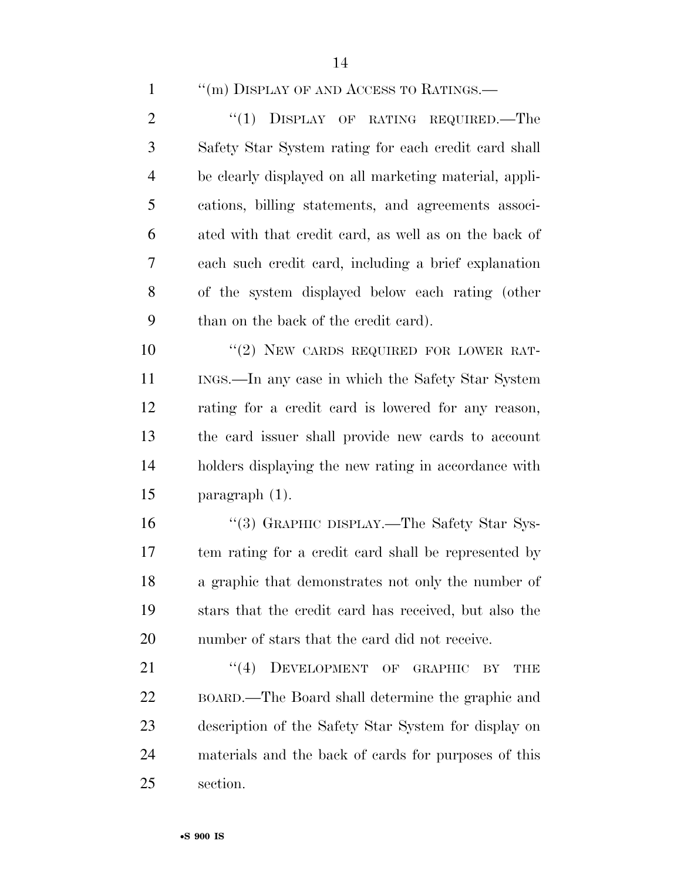"(m) DISPLAY OF AND ACCESS TO RATINGS.—

"(1) DISPLAY OF RATING REQUIRED.—The Safety Star System rating for each credit card shall be clearly displayed on all marketing material, applications, billing statements, and agreements associated with that credit card, as well as on the back of each such credit card, including a brief explanation of the system displayed below each rating (other than on the back of the credit card).

"(2) NEW CARDS REQUIRED FOR LOWER RATINGS.—In any case in which the Safety Star System rating for a credit card is lowered for any reason, the card issuer shall provide new cards to account holders displaying the new rating in accordance with paragraph (1).

"(3) GRAPHIC DISPLAY.—The Safety Star System rating for a credit card shall be represented by a graphic that demonstrates not only the number of stars that the credit card has received, but also the number of stars that the card did not receive.

"(4) DEVELOPMENT OF GRAPHIC BY THE BOARD.—The Board shall determine the graphic and description of the Safety Star System for display on materials and the back of cards for purposes of this section.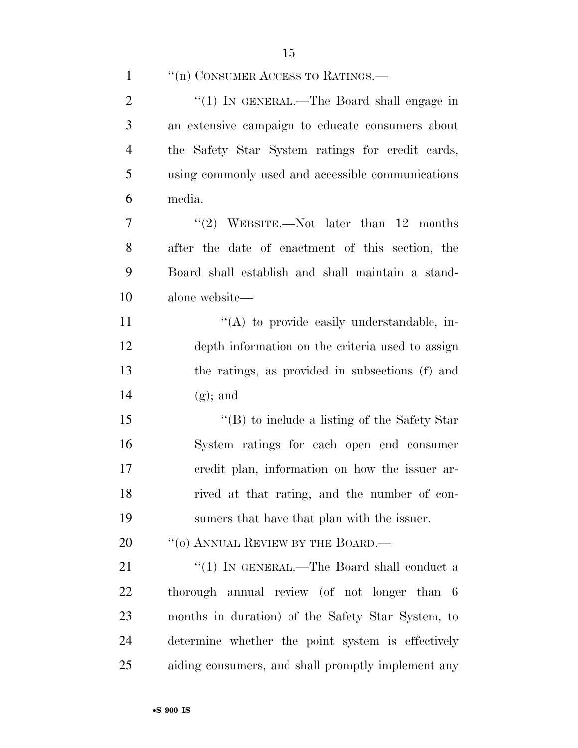"(n) CONSUMER ACCESS TO RATINGS.—

"(1) IN GENERAL.—The Board shall engage in an extensive campaign to educate consumers about the Safety Star System ratings for credit cards, using commonly used and accessible communications media.

"(2) WEBSITE.—Not later than 12 months after the date of enactment of this section, the Board shall establish and shall maintain a standalone website—

"(A) to provide easily understandable, in-depth information on the criteria used to assign the ratings, as provided in subsections (f) and (g); and

"(B) to include a listing of the Safety Star System ratings for each open end consumer credit plan, information on how the issuer arrived at that rating, and the number of consumers that have that plan with the issuer.

"(o) ANNUAL REVIEW BY THE BOARD.—

"(1) IN GENERAL.—The Board shall conduct a thorough annual review (of not longer than 6 months in duration) of the Safety Star System, to determine whether the point system is effectively aiding consumers, and shall promptly implement any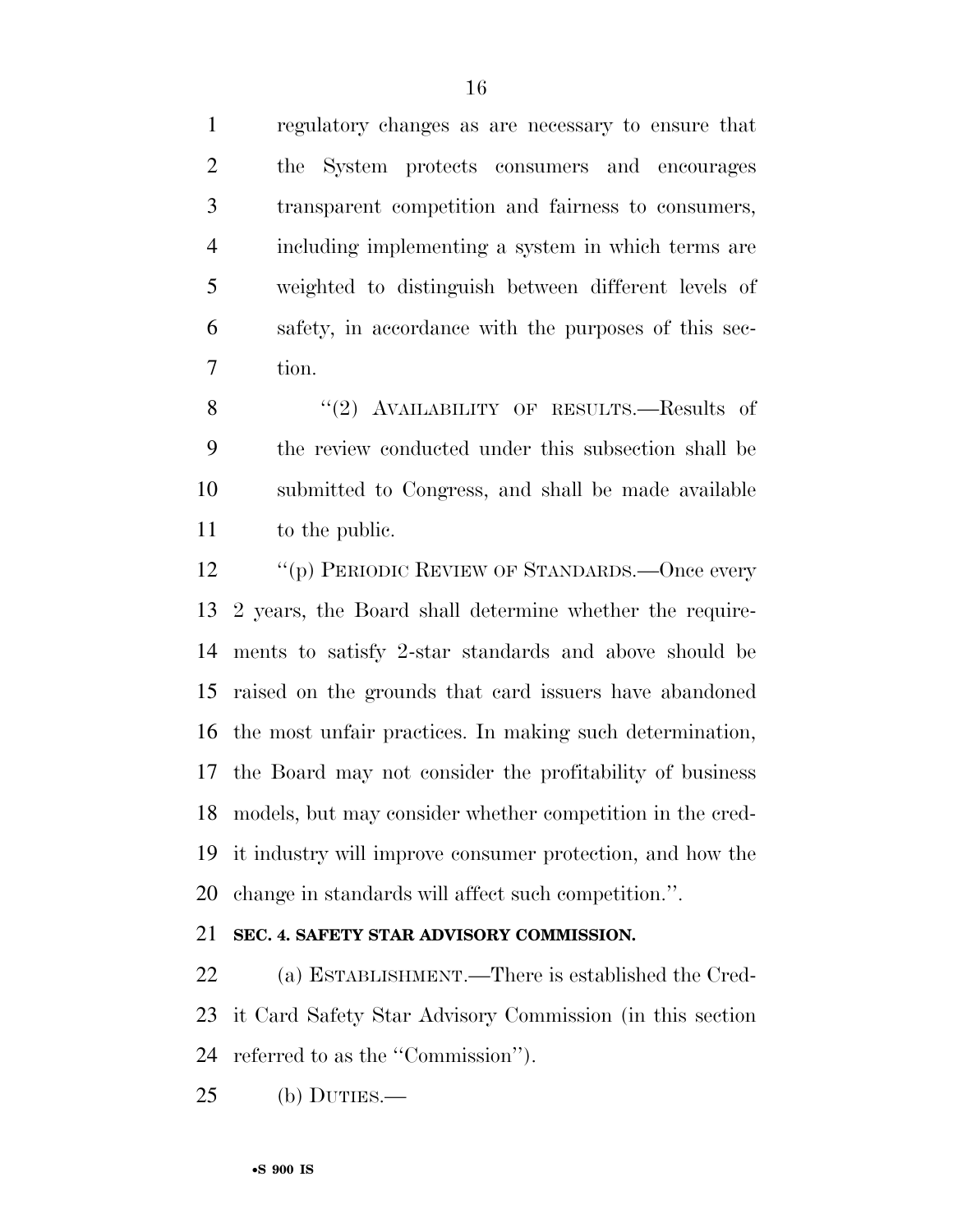regulatory changes as are necessary to ensure that the System protects consumers and encourages transparent competition and fairness to consumers, including implementing a system in which terms are weighted to distinguish between different levels of safety, in accordance with the purposes of this section.

"(2) AVAILABILITY OF RESULTS.—Results of the review conducted under this subsection shall be submitted to Congress, and shall be made available to the public.

"(p) PERIODIC REVIEW OF STANDARDS.—Once every 2 years, the Board shall determine whether the requirements to satisfy 2-star standards and above should be raised on the grounds that card issuers have abandoned the most unfair practices. In making such determination, the Board may not consider the profitability of business models, but may consider whether competition in the credit industry will improve consumer protection, and how the change in standards will affect such competition.".

**SEC. 4. SAFETY STAR ADVISORY COMMISSION.**

(a) ESTABLISHMENT.—There is established the Credit Card Safety Star Advisory Commission (in this section referred to as the "Commission").

(b) DUTIES.—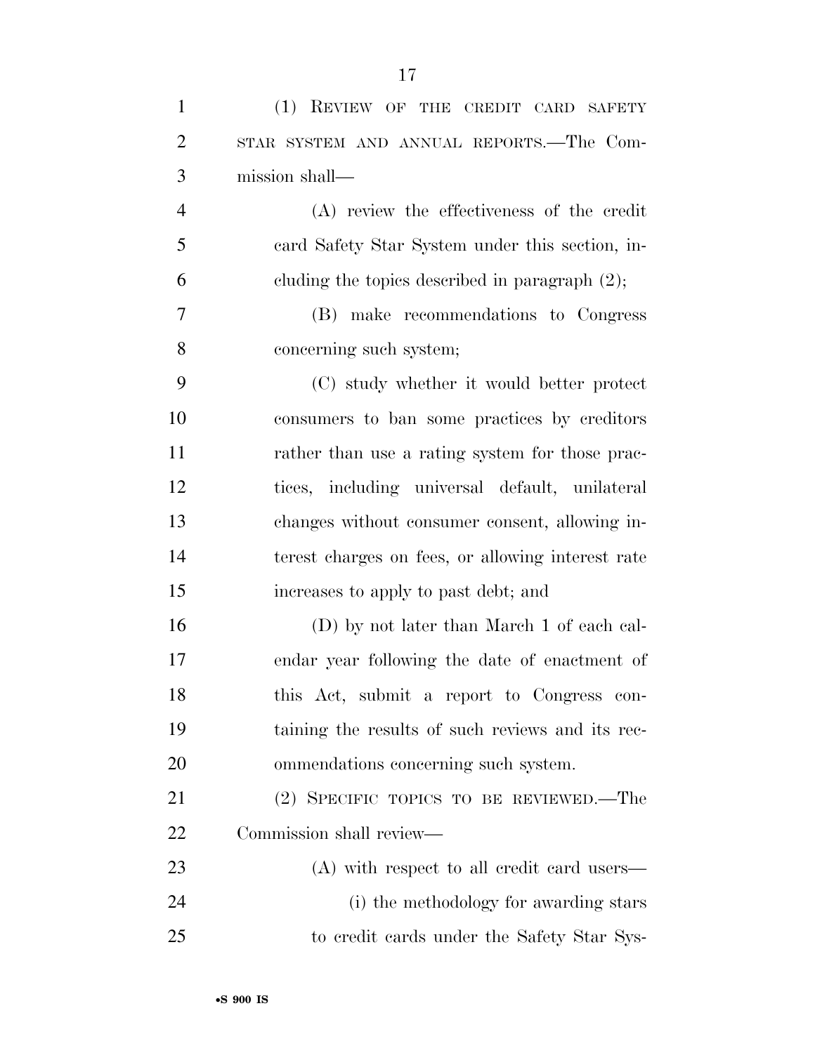(1) REVIEW OF THE CREDIT CARD SAFETY STAR SYSTEM AND ANNUAL REPORTS.—The Commission shall—

(A) review the effectiveness of the credit card Safety Star System under this section, including the topics described in paragraph (2);

(B) make recommendations to Congress concerning such system;

(C) study whether it would better protect consumers to ban some practices by creditors rather than use a rating system for those practices, including universal default, unilateral changes without consumer consent, allowing interest charges on fees, or allowing interest rate increases to apply to past debt; and

(D) by not later than March 1 of each calendar year following the date of enactment of this Act, submit a report to Congress containing the results of such reviews and its recommendations concerning such system.

(2) SPECIFIC TOPICS TO BE REVIEWED.—The Commission shall review—

(A) with respect to all credit card users—

(i) the methodology for awarding stars to credit cards under the Safety Star Sys-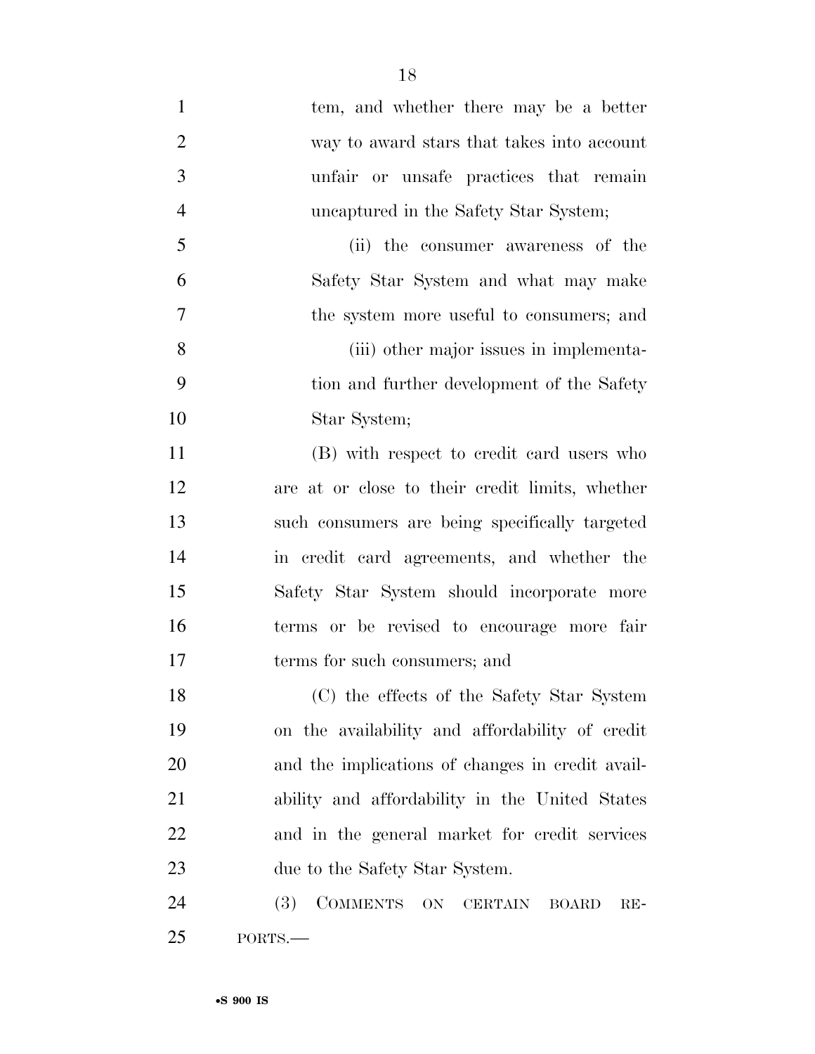tem, and whether there may be a better way to award stars that takes into account unfair or unsafe practices that remain uncaptured in the Safety Star System;

(ii) the consumer awareness of the Safety Star System and what may make the system more useful to consumers; and

(iii) other major issues in implementation and further development of the Safety Star System;

(B) with respect to credit card users who are at or close to their credit limits, whether such consumers are being specifically targeted in credit card agreements, and whether the Safety Star System should incorporate more terms or be revised to encourage more fair terms for such consumers; and

(C) the effects of the Safety Star System on the availability and affordability of credit and the implications of changes in credit availability and affordability in the United States and in the general market for credit services due to the Safety Star System.

(3) COMMENTS ON CERTAIN BOARD REPORTS.—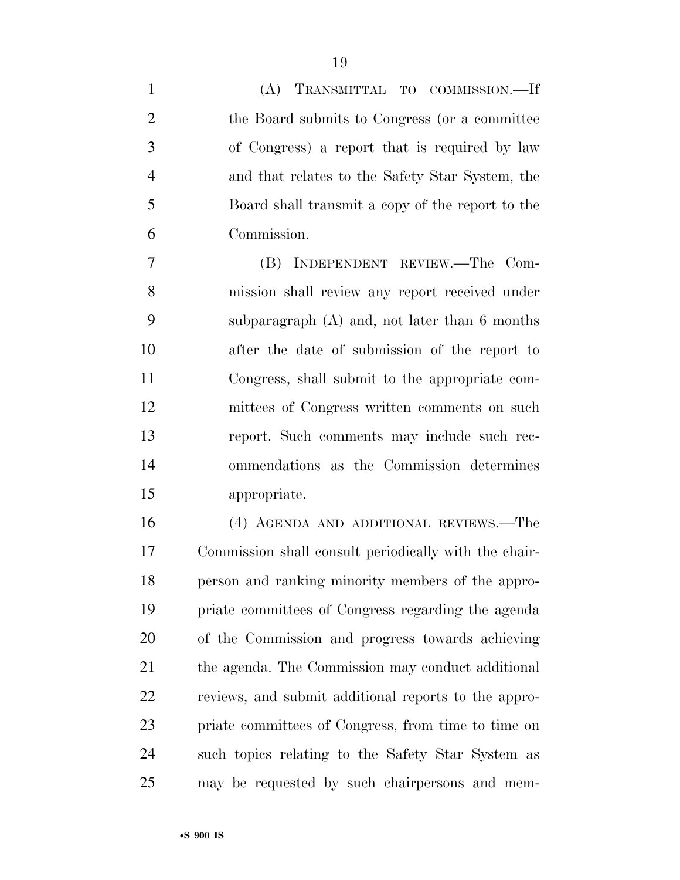(A) TRANSMITTAL TO COMMISSION.—If the Board submits to Congress (or a committee of Congress) a report that is required by law and that relates to the Safety Star System, the Board shall transmit a copy of the report to the Commission.

(B) INDEPENDENT REVIEW.—The Commission shall review any report received under subparagraph (A) and, not later than 6 months after the date of submission of the report to Congress, shall submit to the appropriate committees of Congress written comments on such report. Such comments may include such recommendations as the Commission determines appropriate.

(4) AGENDA AND ADDITIONAL REVIEWS.—The Commission shall consult periodically with the chairperson and ranking minority members of the appropriate committees of Congress regarding the agenda of the Commission and progress towards achieving the agenda. The Commission may conduct additional reviews, and submit additional reports to the appropriate committees of Congress, from time to time on such topics relating to the Safety Star System as may be requested by such chairpersons and mem-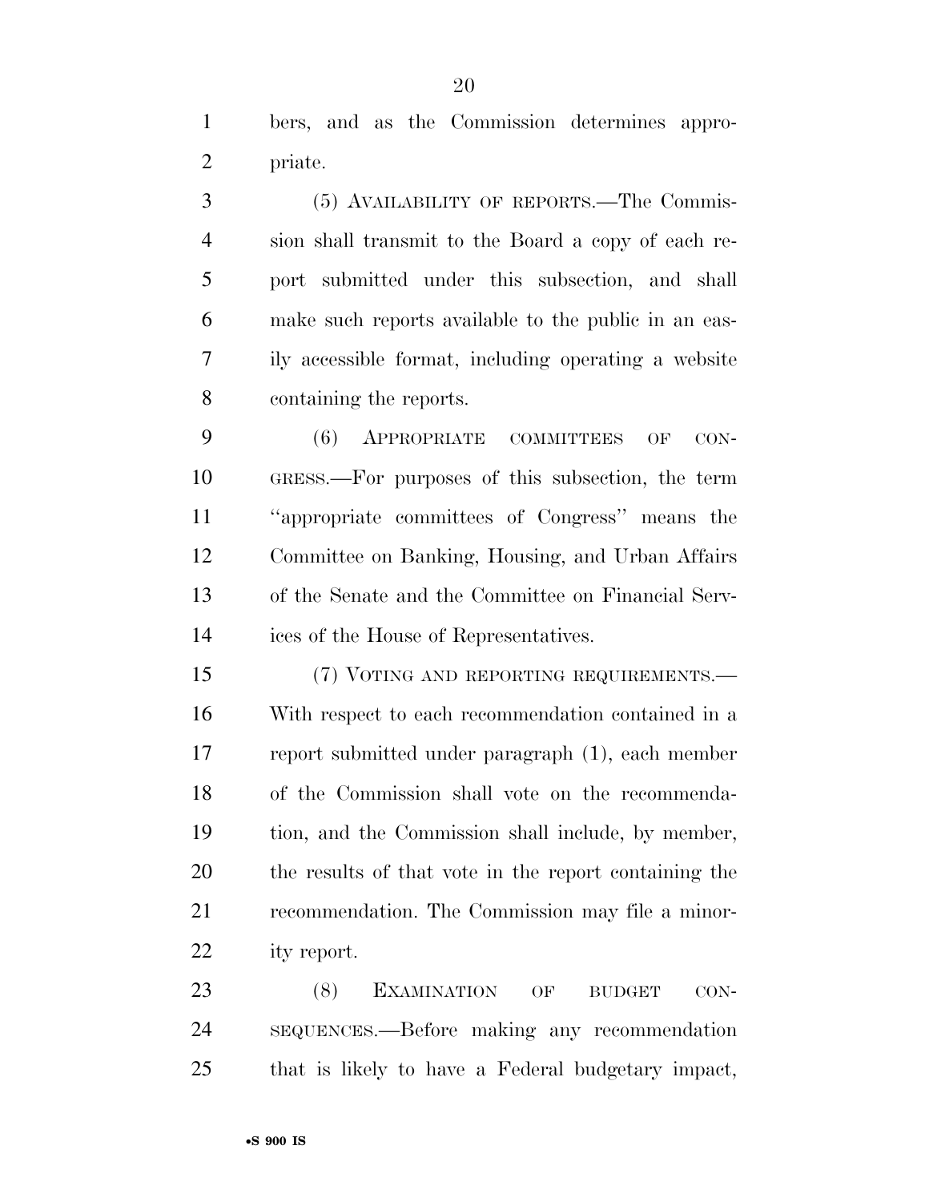bers, and as the Commission determines appropriate.

(5) AVAILABILITY OF REPORTS.—The Commission shall transmit to the Board a copy of each report submitted under this subsection, and shall make such reports available to the public in an easily accessible format, including operating a website containing the reports.

(6) APPROPRIATE COMMITTEES OF CONGRESS.—For purposes of this subsection, the term "appropriate committees of Congress" means the Committee on Banking, Housing, and Urban Affairs of the Senate and the Committee on Financial Services of the House of Representatives.

(7) VOTING AND REPORTING REQUIREMENTS.—With respect to each recommendation contained in a report submitted under paragraph (1), each member of the Commission shall vote on the recommendation, and the Commission shall include, by member, the results of that vote in the report containing the recommendation. The Commission may file a minority report.

(8) EXAMINATION OF BUDGET CONSEQUENCES.—Before making any recommendation that is likely to have a Federal budgetary impact,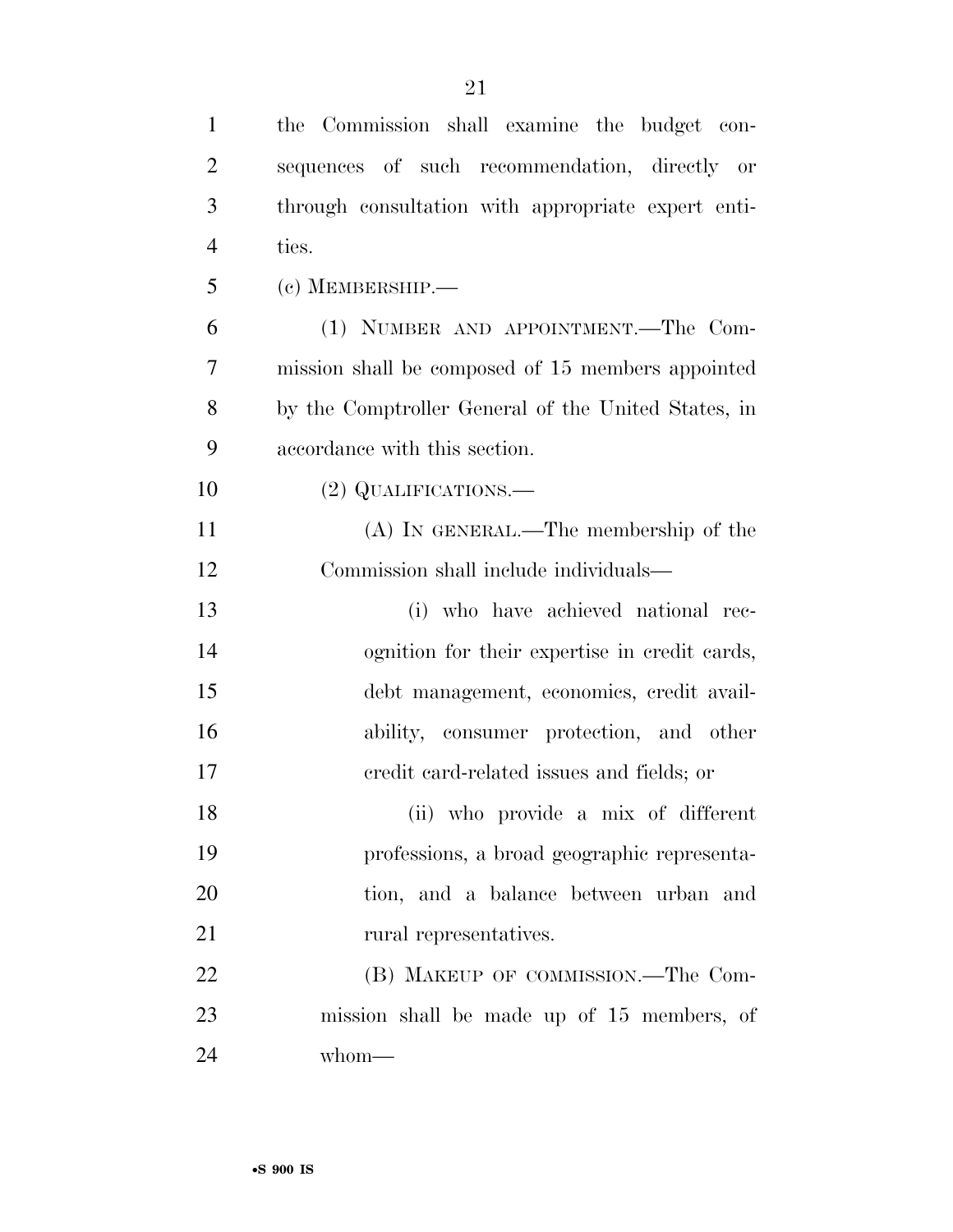the Commission shall examine the budget consequences of such recommendation, directly or through consultation with appropriate expert entities.

(c) MEMBERSHIP.—

(1) NUMBER AND APPOINTMENT.—The Commission shall be composed of 15 members appointed by the Comptroller General of the United States, in accordance with this section.

(2) QUALIFICATIONS.—

(A) IN GENERAL.—The membership of the Commission shall include individuals—

(i) who have achieved national recognition for their expertise in credit cards, debt management, economics, credit availability, consumer protection, and other credit card-related issues and fields; or

(ii) who provide a mix of different professions, a broad geographic representation, and a balance between urban and rural representatives.

(B) MAKEUP OF COMMISSION.—The Commission shall be made up of 15 members, of whom—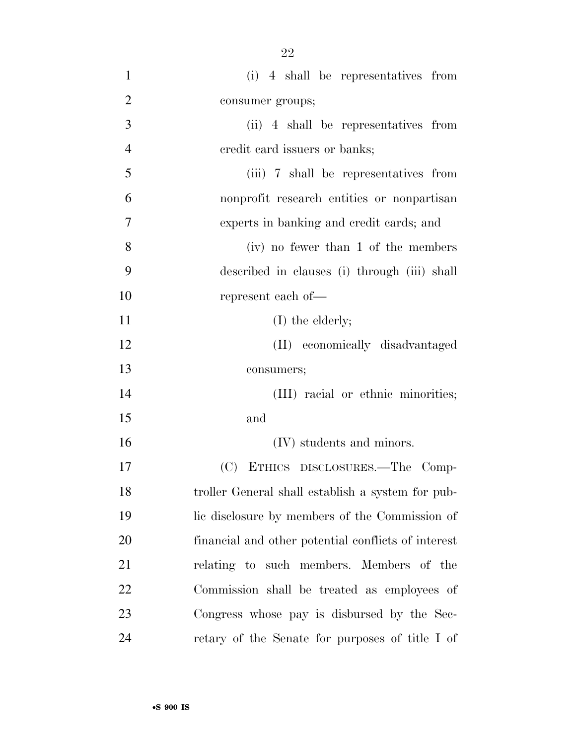(i) 4 shall be representatives from consumer groups;

(ii) 4 shall be representatives from credit card issuers or banks;

(iii) 7 shall be representatives from nonprofit research entities or nonpartisan experts in banking and credit cards; and

(iv) no fewer than 1 of the members described in clauses (i) through (iii) shall represent each of—

(I) the elderly;

(II) economically disadvantaged consumers;

(III) racial or ethnic minorities; and

(IV) students and minors.

(C) ETHICS DISCLOSURES.—The Comptroller General shall establish a system for public disclosure by members of the Commission of financial and other potential conflicts of interest relating to such members. Members of the Commission shall be treated as employees of Congress whose pay is disbursed by the Secretary of the Senate for purposes of title I of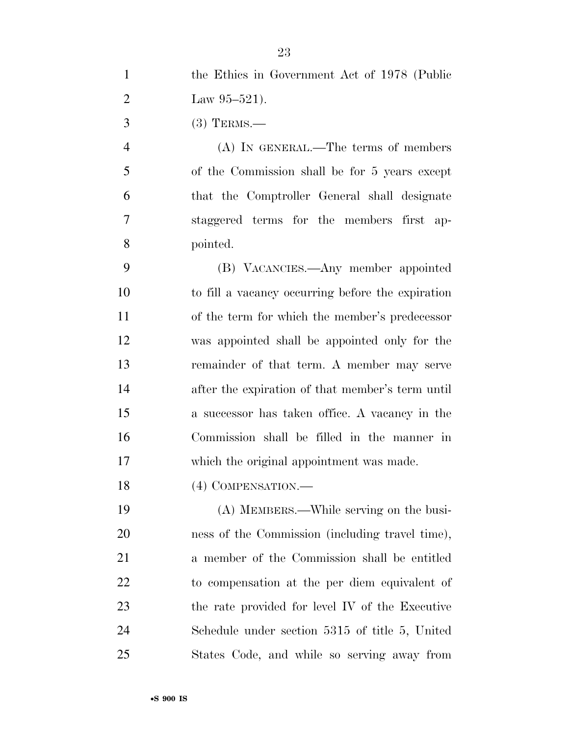the Ethics in Government Act of 1978 (Public Law 95–521).

(3) TERMS.—

(A) IN GENERAL.—The terms of members of the Commission shall be for 5 years except that the Comptroller General shall designate staggered terms for the members first appointed.

(B) VACANCIES.—Any member appointed to fill a vacancy occurring before the expiration of the term for which the member's predecessor was appointed shall be appointed only for the remainder of that term. A member may serve after the expiration of that member's term until a successor has taken office. A vacancy in the Commission shall be filled in the manner in which the original appointment was made.

(4) COMPENSATION.—

(A) MEMBERS.—While serving on the business of the Commission (including travel time), a member of the Commission shall be entitled to compensation at the per diem equivalent of the rate provided for level IV of the Executive Schedule under section 5315 of title 5, United States Code, and while so serving away from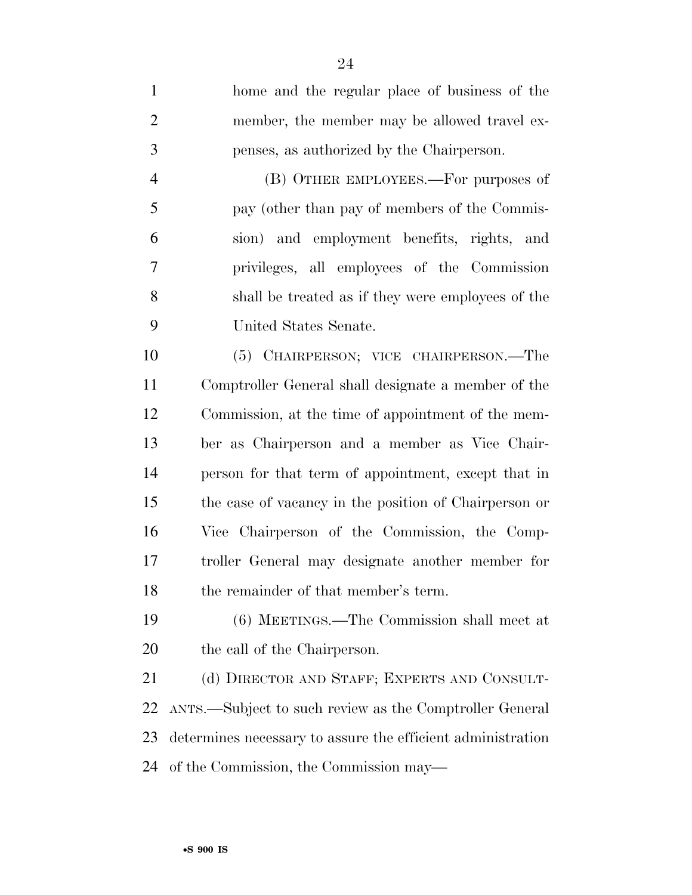home and the regular place of business of the member, the member may be allowed travel expenses, as authorized by the Chairperson.

(B) OTHER EMPLOYEES.—For purposes of pay (other than pay of members of the Commission) and employment benefits, rights, and privileges, all employees of the Commission shall be treated as if they were employees of the United States Senate.

(5) CHAIRPERSON; VICE CHAIRPERSON.—The Comptroller General shall designate a member of the Commission, at the time of appointment of the member as Chairperson and a member as Vice Chairperson for that term of appointment, except that in the case of vacancy in the position of Chairperson or Vice Chairperson of the Commission, the Comptroller General may designate another member for the remainder of that member's term.

(6) MEETINGS.—The Commission shall meet at the call of the Chairperson.

(d) DIRECTOR AND STAFF; EXPERTS AND CONSULTANTS.—Subject to such review as the Comptroller General determines necessary to assure the efficient administration of the Commission, the Commission may—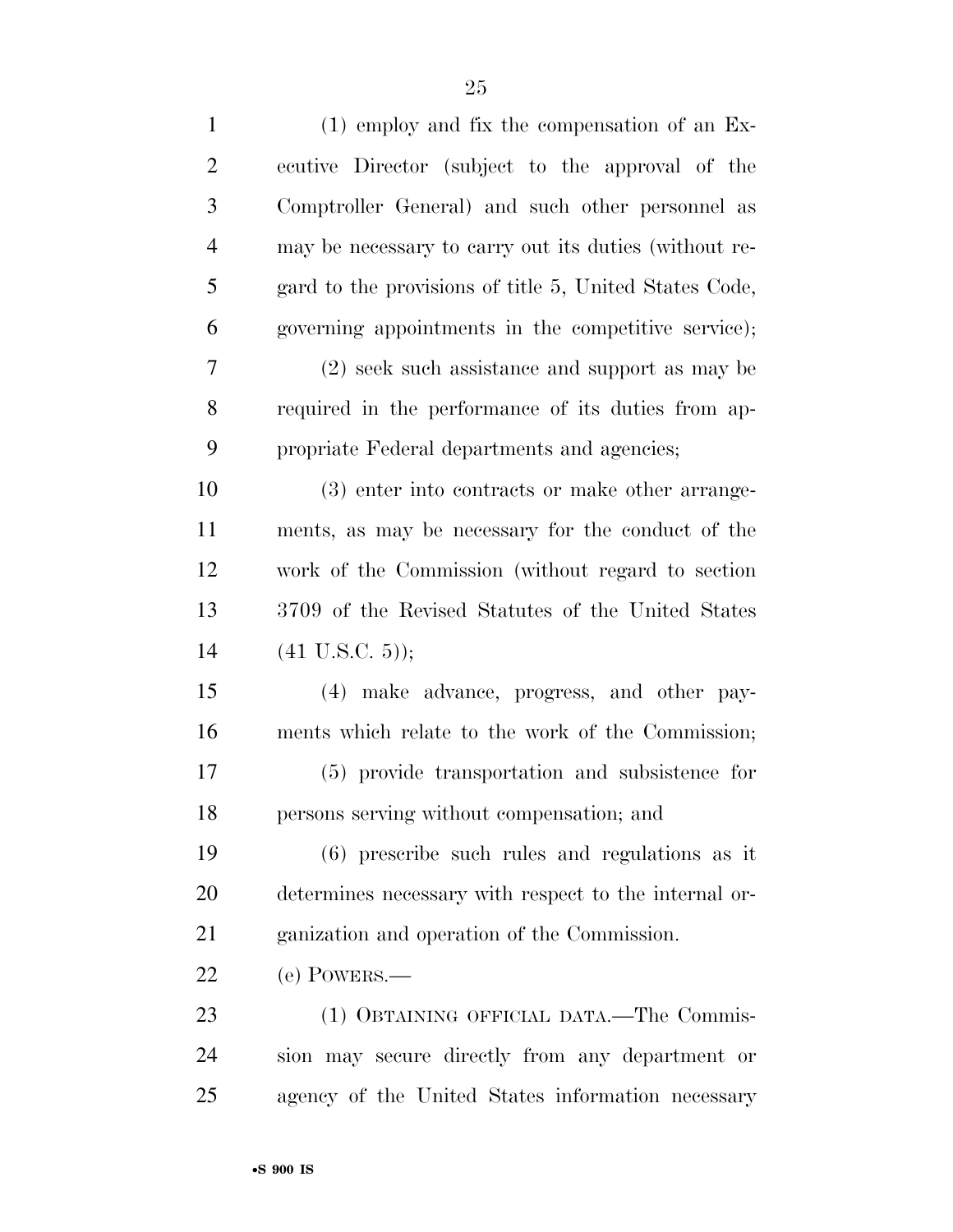(1) employ and fix the compensation of an Executive Director (subject to the approval of the Comptroller General) and such other personnel as may be necessary to carry out its duties (without regard to the provisions of title 5, United States Code, governing appointments in the competitive service);

(2) seek such assistance and support as may be required in the performance of its duties from appropriate Federal departments and agencies;

(3) enter into contracts or make other arrangements, as may be necessary for the conduct of the work of the Commission (without regard to section 3709 of the Revised Statutes of the United States (41 U.S.C. 5));

(4) make advance, progress, and other payments which relate to the work of the Commission;

(5) provide transportation and subsistence for persons serving without compensation; and

(6) prescribe such rules and regulations as it determines necessary with respect to the internal organization and operation of the Commission.

(e) POWERS.—

(1) OBTAINING OFFICIAL DATA.—The Commission may secure directly from any department or agency of the United States information necessary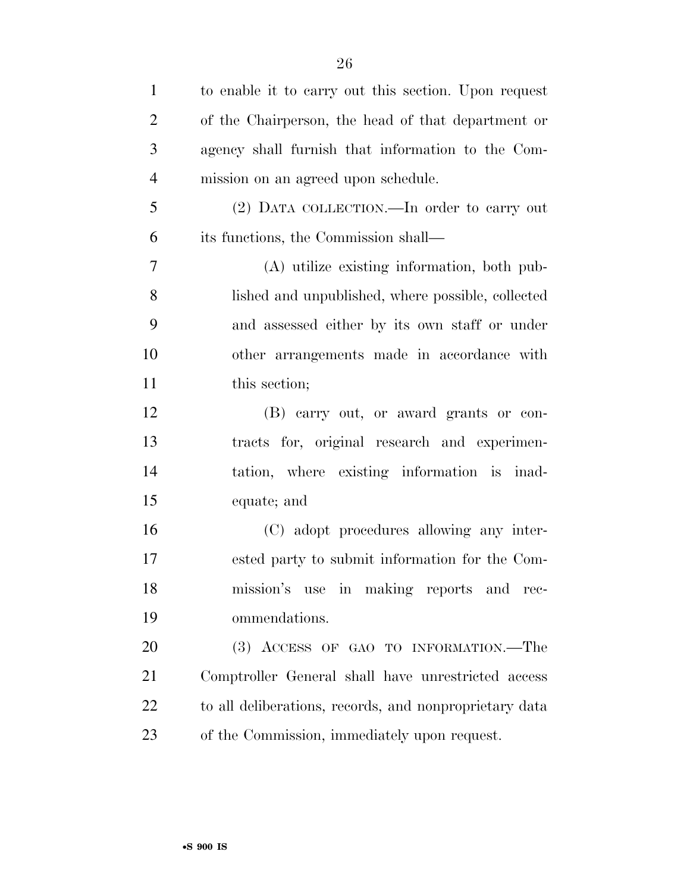to enable it to carry out this section. Upon request of the Chairperson, the head of that department or agency shall furnish that information to the Commission on an agreed upon schedule.

(2) DATA COLLECTION.—In order to carry out its functions, the Commission shall—

(A) utilize existing information, both published and unpublished, where possible, collected and assessed either by its own staff or under other arrangements made in accordance with this section;

(B) carry out, or award grants or contracts for, original research and experimentation, where existing information is inadequate; and

(C) adopt procedures allowing any interested party to submit information for the Commission's use in making reports and recommendations.

(3) ACCESS OF GAO TO INFORMATION.—The Comptroller General shall have unrestricted access to all deliberations, records, and nonproprietary data of the Commission, immediately upon request.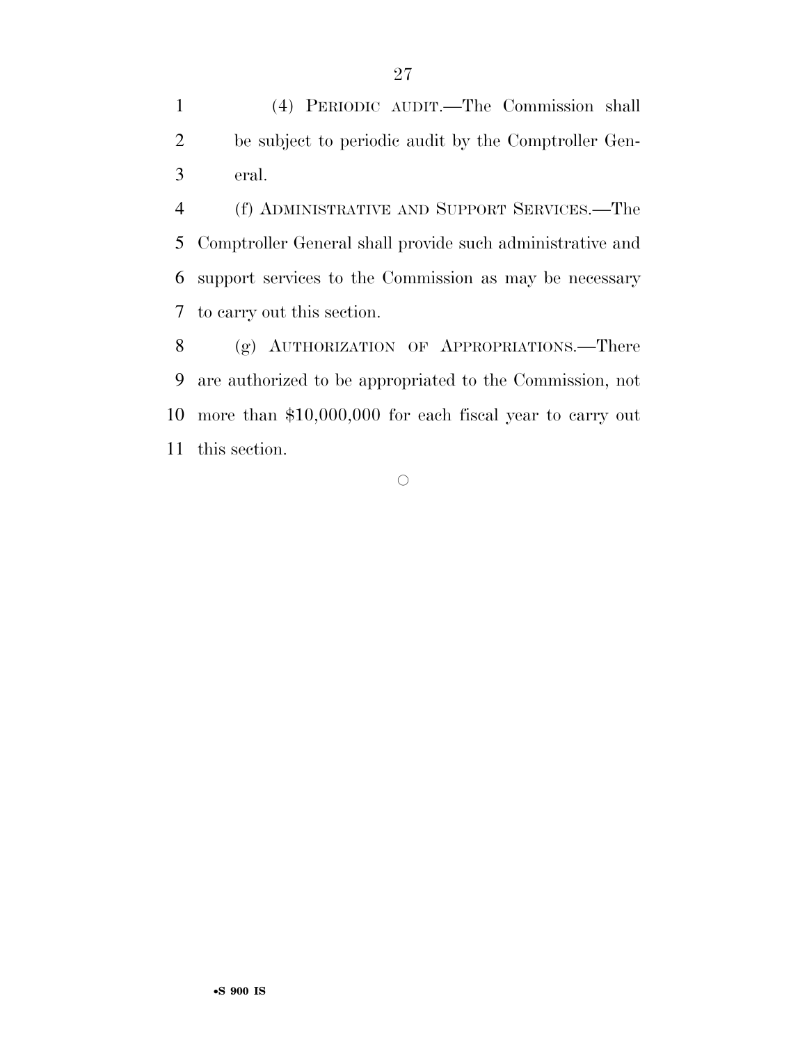(4) PERIODIC AUDIT.—The Commission shall be subject to periodic audit by the Comptroller General.

(f) ADMINISTRATIVE AND SUPPORT SERVICES.—The Comptroller General shall provide such administrative and support services to the Commission as may be necessary to carry out this section.

(g) AUTHORIZATION OF APPROPRIATIONS.—There are authorized to be appropriated to the Commission, not more than $10,000,000 for each fiscal year to carry out this section.

○